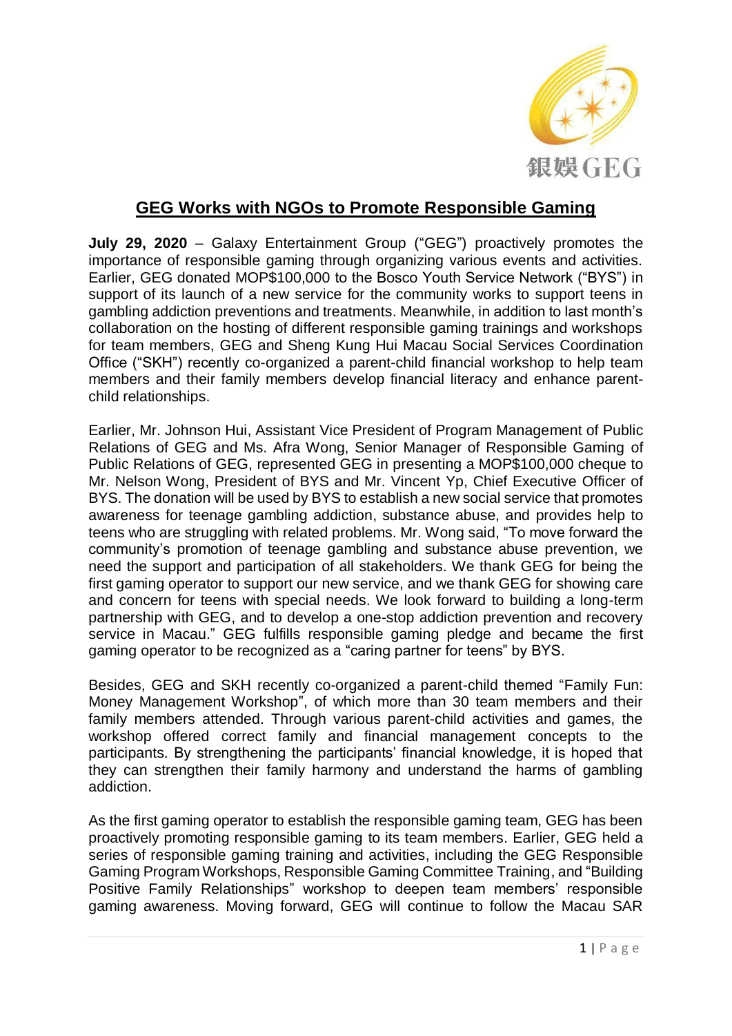# GEG Works with NGOs to Promote Responsible Gaming

**July 29, 2020** – Galaxy Entertainment Group ("GEG") proactively promotes the importance of responsible gaming through organizing various events and activities. Earlier, GEG donated MOP$100,000 to the Bosco Youth Service Network ("BYS") in support of its launch of a new service for the community works to support teens in gambling addiction preventions and treatments. Meanwhile, in addition to last month's collaboration on the hosting of different responsible gaming trainings and workshops for team members, GEG and Sheng Kung Hui Macau Social Services Coordination Office ("SKH") recently co-organized a parent-child financial workshop to help team members and their family members develop financial literacy and enhance parent-child relationships.

Earlier, Mr. Johnson Hui, Assistant Vice President of Program Management of Public Relations of GEG and Ms. Afra Wong, Senior Manager of Responsible Gaming of Public Relations of GEG, represented GEG in presenting a MOP$100,000 cheque to Mr. Nelson Wong, President of BYS and Mr. Vincent Yp, Chief Executive Officer of BYS. The donation will be used by BYS to establish a new social service that promotes awareness for teenage gambling addiction, substance abuse, and provides help to teens who are struggling with related problems. Mr. Wong said, "To move forward the community's promotion of teenage gambling and substance abuse prevention, we need the support and participation of all stakeholders. We thank GEG for being the first gaming operator to support our new service, and we thank GEG for showing care and concern for teens with special needs. We look forward to building a long-term partnership with GEG, and to develop a one-stop addiction prevention and recovery service in Macau." GEG fulfills responsible gaming pledge and became the first gaming operator to be recognized as a "caring partner for teens" by BYS.

Besides, GEG and SKH recently co-organized a parent-child themed "Family Fun: Money Management Workshop", of which more than 30 team members and their family members attended. Through various parent-child activities and games, the workshop offered correct family and financial management concepts to the participants. By strengthening the participants' financial knowledge, it is hoped that they can strengthen their family harmony and understand the harms of gambling addiction.

As the first gaming operator to establish the responsible gaming team, GEG has been proactively promoting responsible gaming to its team members. Earlier, GEG held a series of responsible gaming training and activities, including the GEG Responsible Gaming Program Workshops, Responsible Gaming Committee Training, and "Building Positive Family Relationships" workshop to deepen team members' responsible gaming awareness. Moving forward, GEG will continue to follow the Macau SAR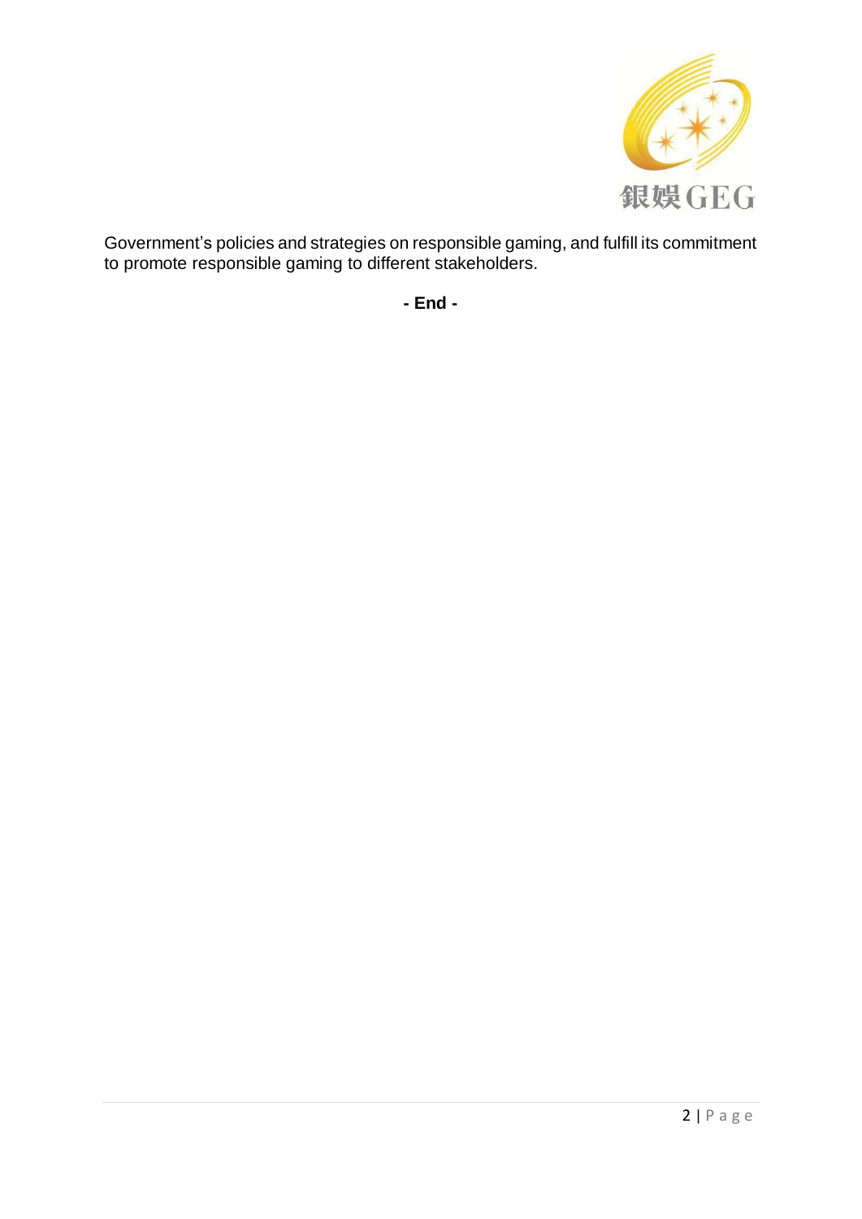Government's policies and strategies on responsible gaming, and fulfill its commitment to promote responsible gaming to different stakeholders.

**- End -**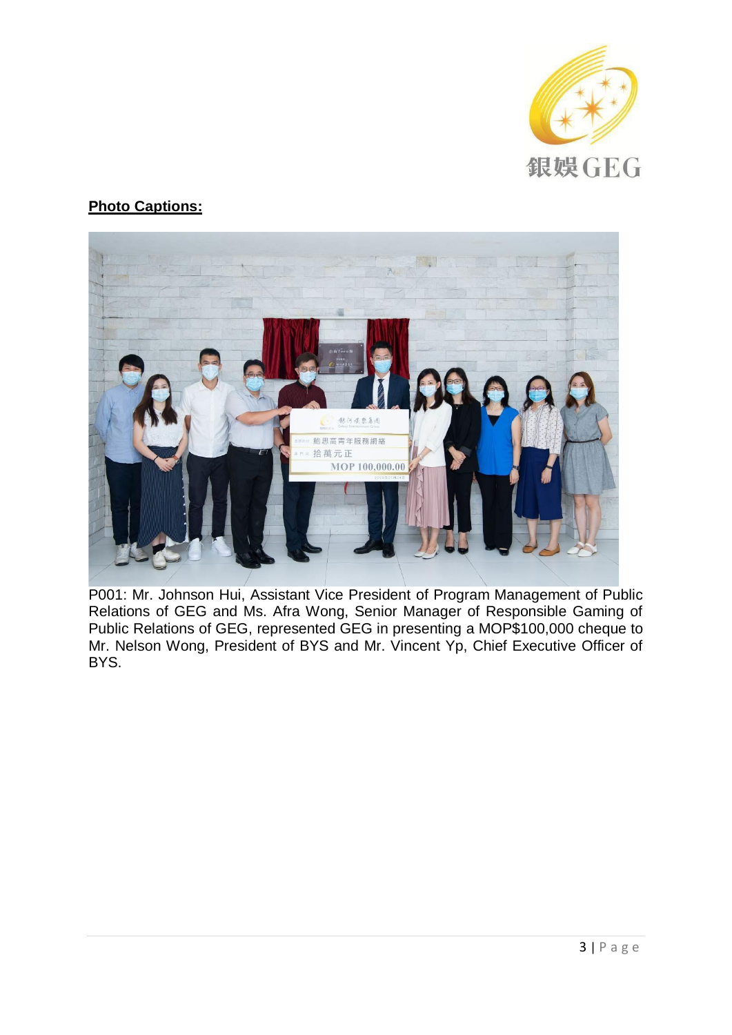**Photo Captions:**

P001: Mr. Johnson Hui, Assistant Vice President of Program Management of Public Relations of GEG and Ms. Afra Wong, Senior Manager of Responsible Gaming of Public Relations of GEG, represented GEG in presenting a MOP$100,000 cheque to Mr. Nelson Wong, President of BYS and Mr. Vincent Yp, Chief Executive Officer of BYS.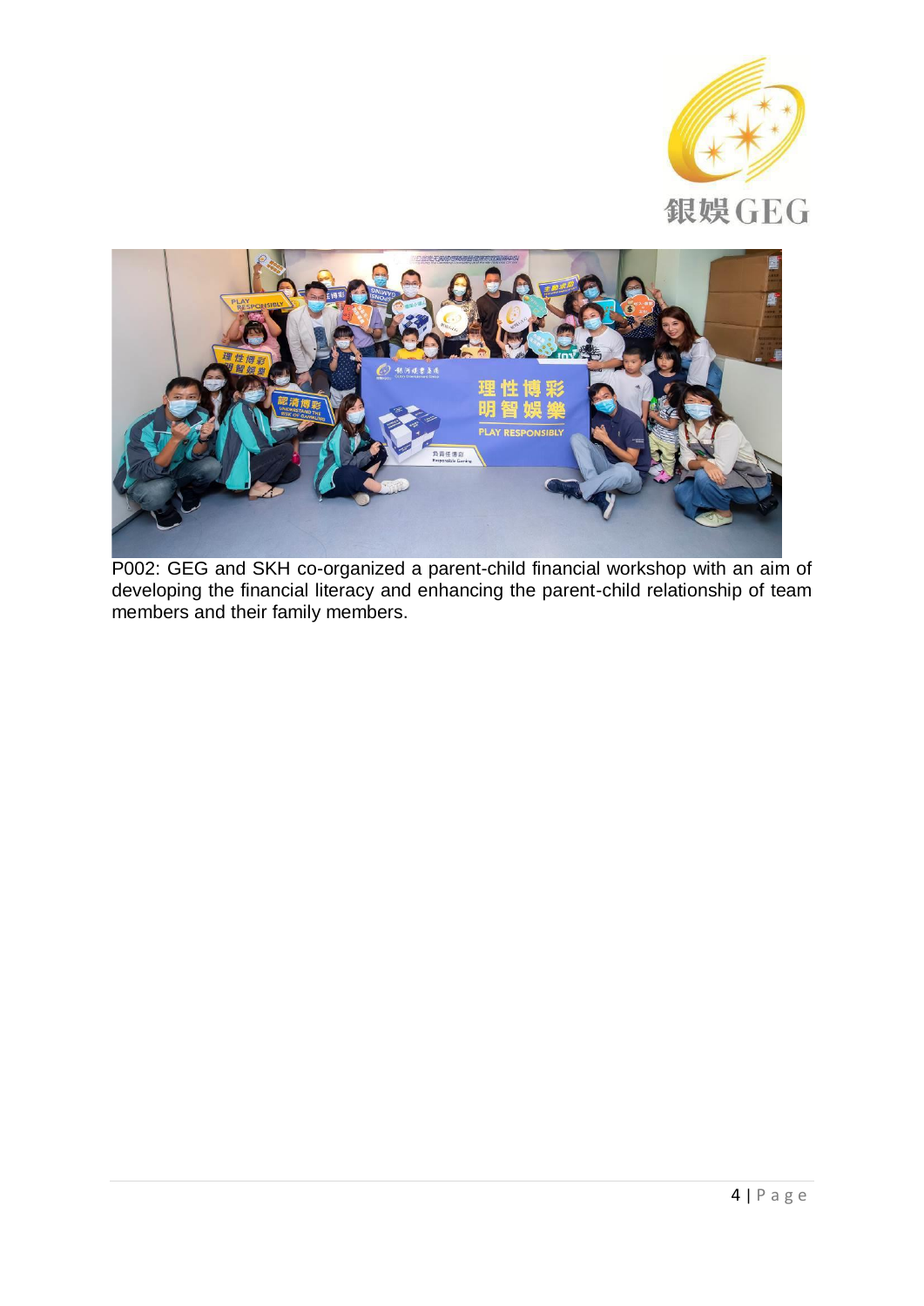P002: GEG and SKH co-organized a parent-child financial workshop with an aim of developing the financial literacy and enhancing the parent-child relationship of team members and their family members.